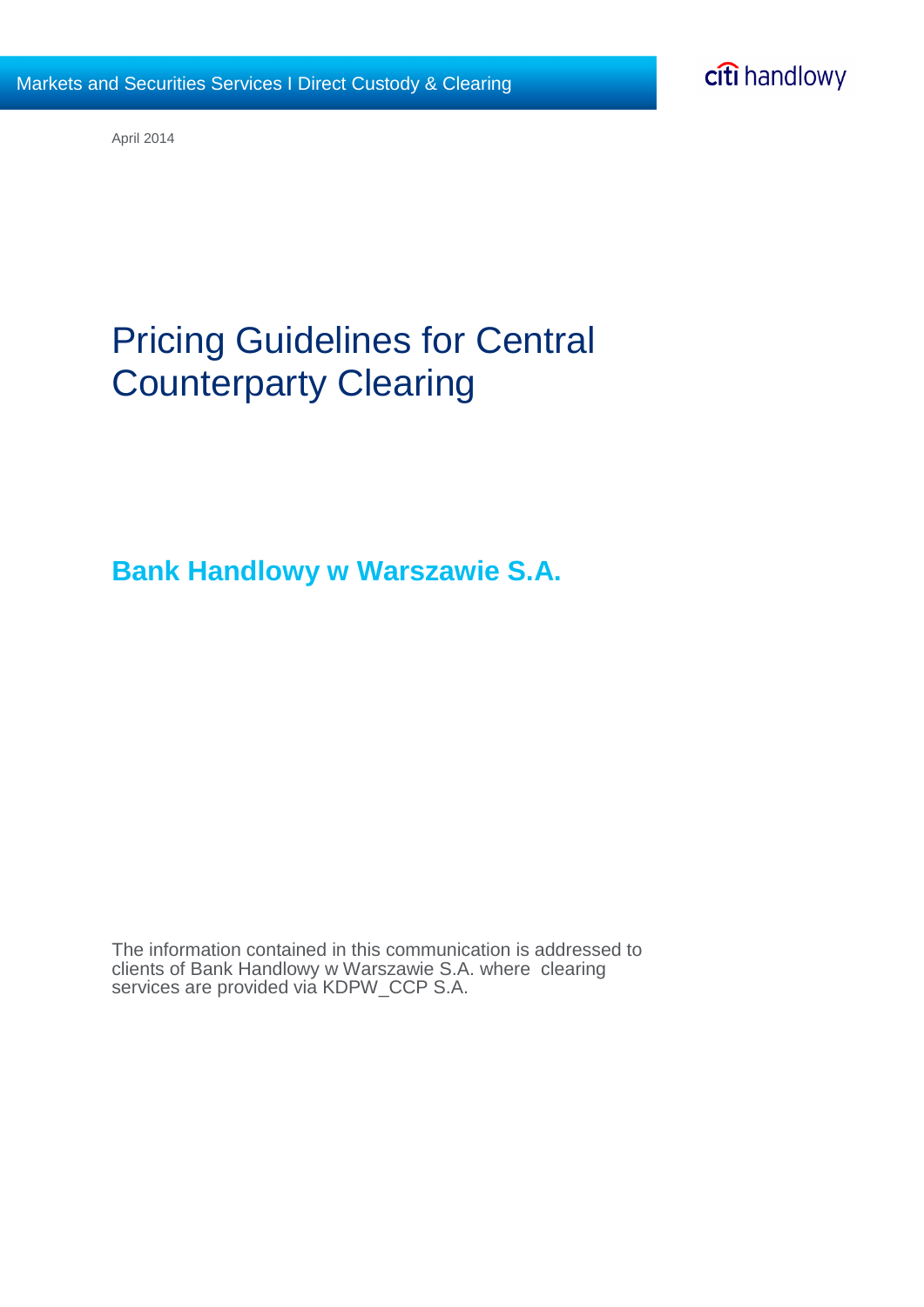Markets and Securities Services I Direct Custody & Clearing

citi handlowy

April 2014

# Pricing Guidelines for Central Counterparty Clearing

## Bank Handlowy w Warszawie S.A.

The information contained in this communication is addressed to clients of Bank Handlowy w Warszawie S.A. where clearing services are provided via KDPW_CCP S.A.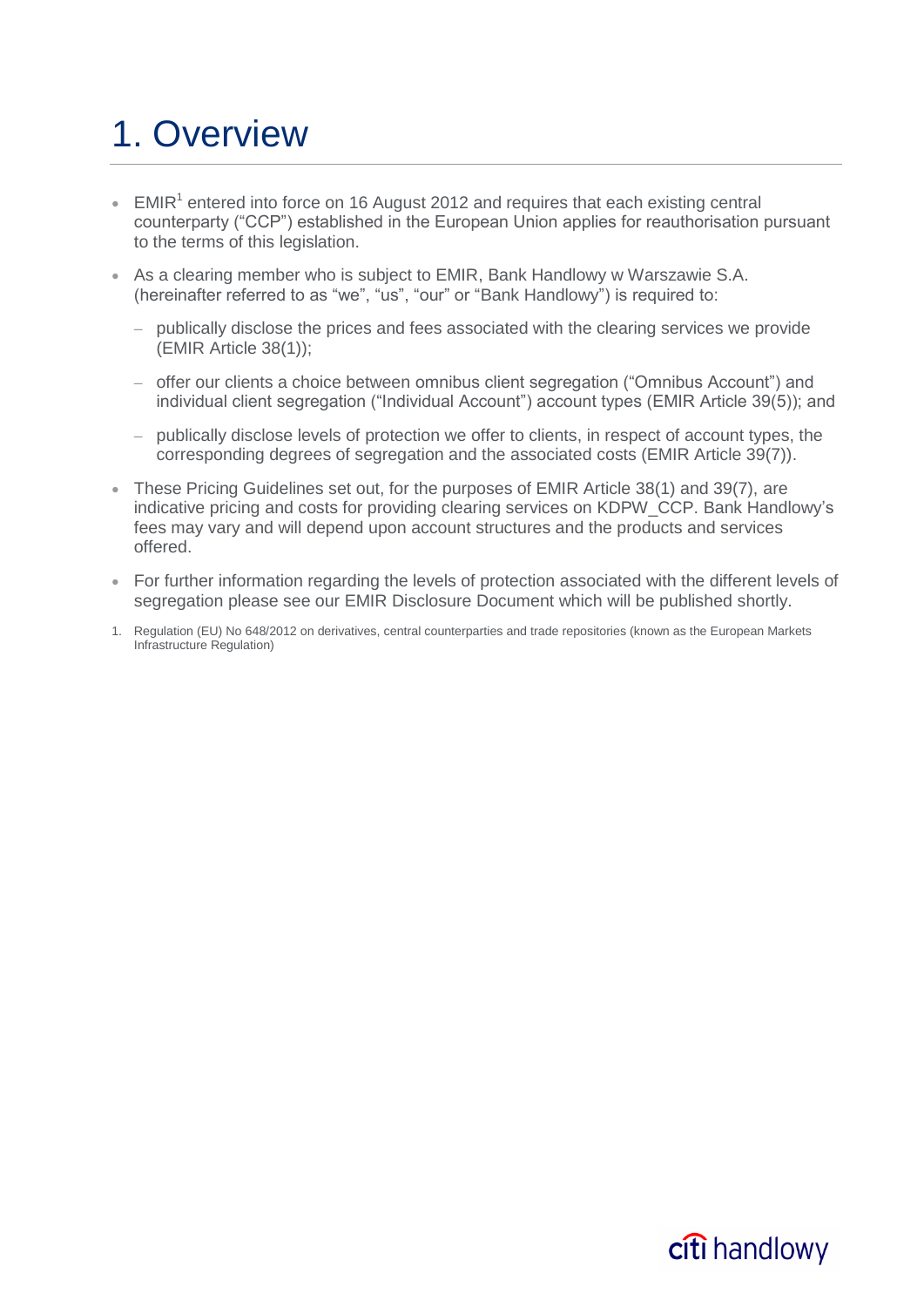# 1. Overview

- EMIR[1] entered into force on 16 August 2012 and requires that each existing central counterparty ("CCP") established in the European Union applies for reauthorisation pursuant to the terms of this legislation.
- As a clearing member who is subject to EMIR, Bank Handlowy w Warszawie S.A. (hereinafter referred to as "we", "us", "our" or "Bank Handlowy") is required to:
  - publically disclose the prices and fees associated with the clearing services we provide (EMIR Article 38(1));
  - offer our clients a choice between omnibus client segregation ("Omnibus Account") and individual client segregation ("Individual Account") account types (EMIR Article 39(5)); and
  - publically disclose levels of protection we offer to clients, in respect of account types, the corresponding degrees of segregation and the associated costs (EMIR Article 39(7)).
- These Pricing Guidelines set out, for the purposes of EMIR Article 38(1) and 39(7), are indicative pricing and costs for providing clearing services on KDPW_CCP. Bank Handlowy's fees may vary and will depend upon account structures and the products and services offered.
- For further information regarding the levels of protection associated with the different levels of segregation please see our EMIR Disclosure Document which will be published shortly.

1. Regulation (EU) No 648/2012 on derivatives, central counterparties and trade repositories (known as the European Markets Infrastructure Regulation)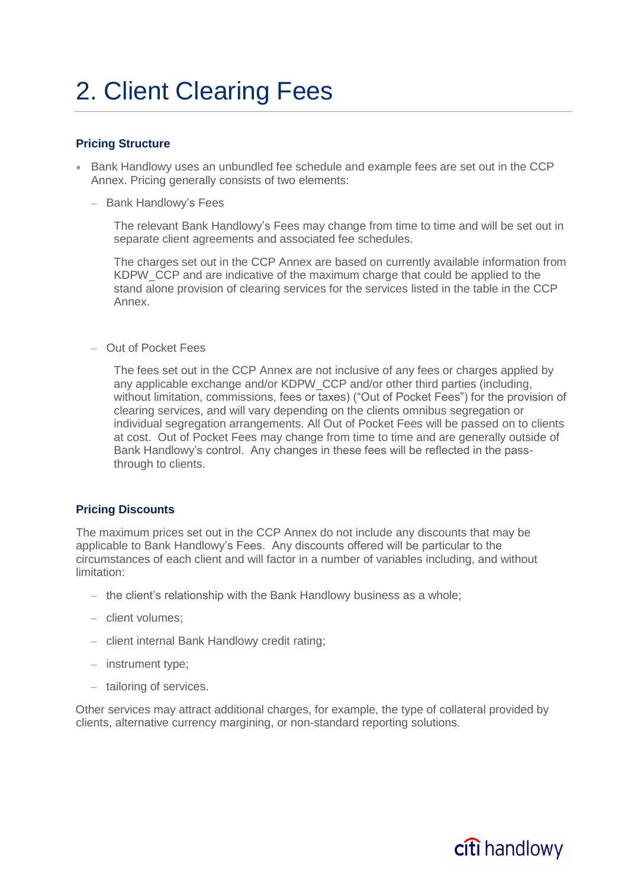# 2. Client Clearing Fees

### Pricing Structure

- Bank Handlowy uses an unbundled fee schedule and example fees are set out in the CCP Annex. Pricing generally consists of two elements:
  - Bank Handlowy's Fees

    The relevant Bank Handlowy's Fees may change from time to time and will be set out in separate client agreements and associated fee schedules.

    The charges set out in the CCP Annex are based on currently available information from KDPW_CCP and are indicative of the maximum charge that could be applied to the stand alone provision of clearing services for the services listed in the table in the CCP Annex.

  - Out of Pocket Fees

    The fees set out in the CCP Annex are not inclusive of any fees or charges applied by any applicable exchange and/or KDPW_CCP and/or other third parties (including, without limitation, commissions, fees or taxes) ("Out of Pocket Fees") for the provision of clearing services, and will vary depending on the clients omnibus segregation or individual segregation arrangements. All Out of Pocket Fees will be passed on to clients at cost. Out of Pocket Fees may change from time to time and are generally outside of Bank Handlowy's control. Any changes in these fees will be reflected in the pass-through to clients.

### Pricing Discounts

The maximum prices set out in the CCP Annex do not include any discounts that may be applicable to Bank Handlowy's Fees. Any discounts offered will be particular to the circumstances of each client and will factor in a number of variables including, and without limitation:

- the client's relationship with the Bank Handlowy business as a whole;
- client volumes;
- client internal Bank Handlowy credit rating;
- instrument type;
- tailoring of services.

Other services may attract additional charges, for example, the type of collateral provided by clients, alternative currency margining, or non-standard reporting solutions.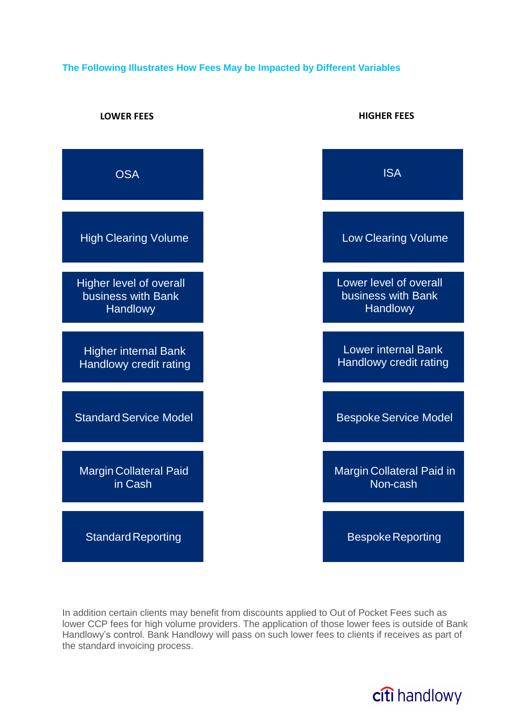### The Following Illustrates How Fees May be Impacted by Different Variables

| LOWER FEES | HIGHER FEES |
| --- | --- |
| OSA | ISA |
| High Clearing Volume | Low Clearing Volume |
| Higher level of overall business with Bank Handlowy | Lower level of overall business with Bank Handlowy |
| Higher internal Bank Handlowy credit rating | Lower internal Bank Handlowy credit rating |
| Standard Service Model | Bespoke Service Model |
| Margin Collateral Paid in Cash | Margin Collateral Paid in Non-cash |
| Standard Reporting | Bespoke Reporting |

In addition certain clients may benefit from discounts applied to Out of Pocket Fees such as lower CCP fees for high volume providers. The application of those lower fees is outside of Bank Handlowy's control. Bank Handlowy will pass on such lower fees to clients if receives as part of the standard invoicing process.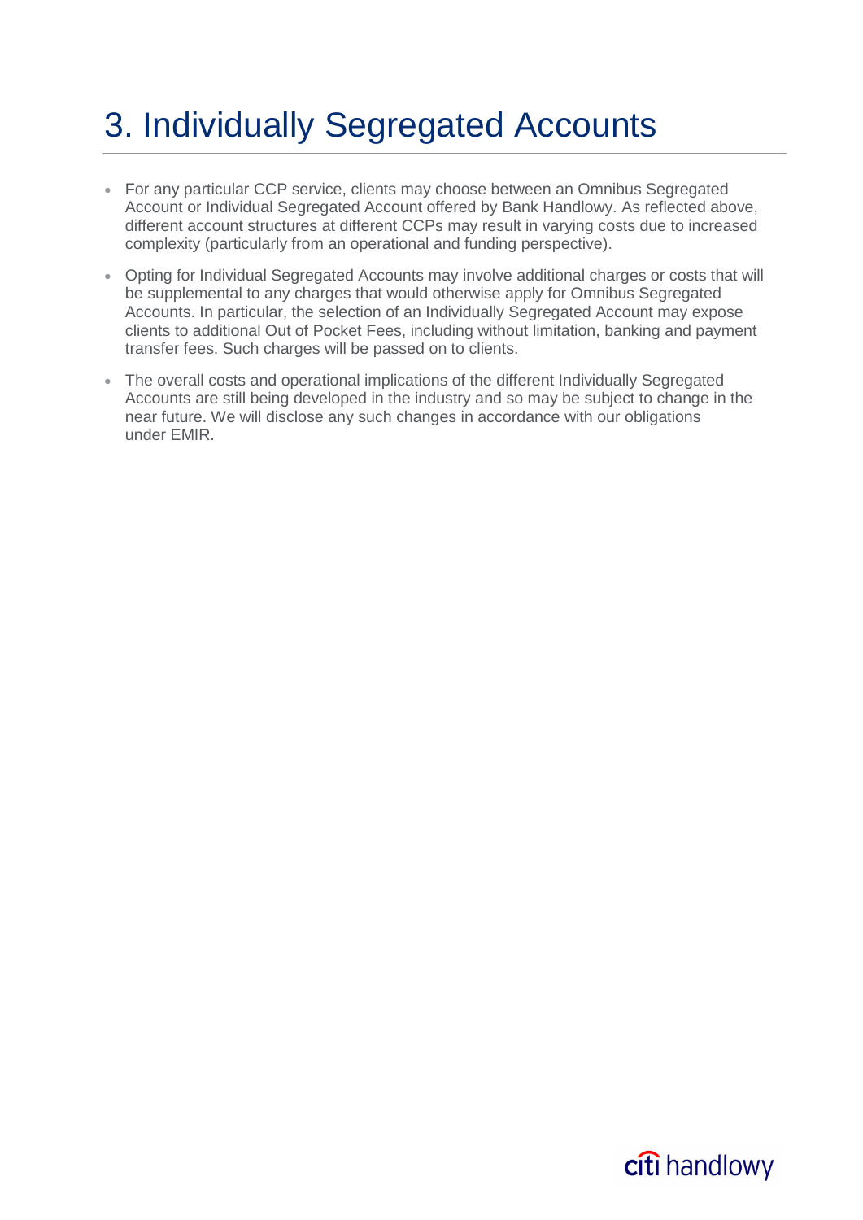# 3. Individually Segregated Accounts

- For any particular CCP service, clients may choose between an Omnibus Segregated Account or Individual Segregated Account offered by Bank Handlowy. As reflected above, different account structures at different CCPs may result in varying costs due to increased complexity (particularly from an operational and funding perspective).
- Opting for Individual Segregated Accounts may involve additional charges or costs that will be supplemental to any charges that would otherwise apply for Omnibus Segregated Accounts. In particular, the selection of an Individually Segregated Account may expose clients to additional Out of Pocket Fees, including without limitation, banking and payment transfer fees. Such charges will be passed on to clients.
- The overall costs and operational implications of the different Individually Segregated Accounts are still being developed in the industry and so may be subject to change in the near future. We will disclose any such changes in accordance with our obligations under EMIR.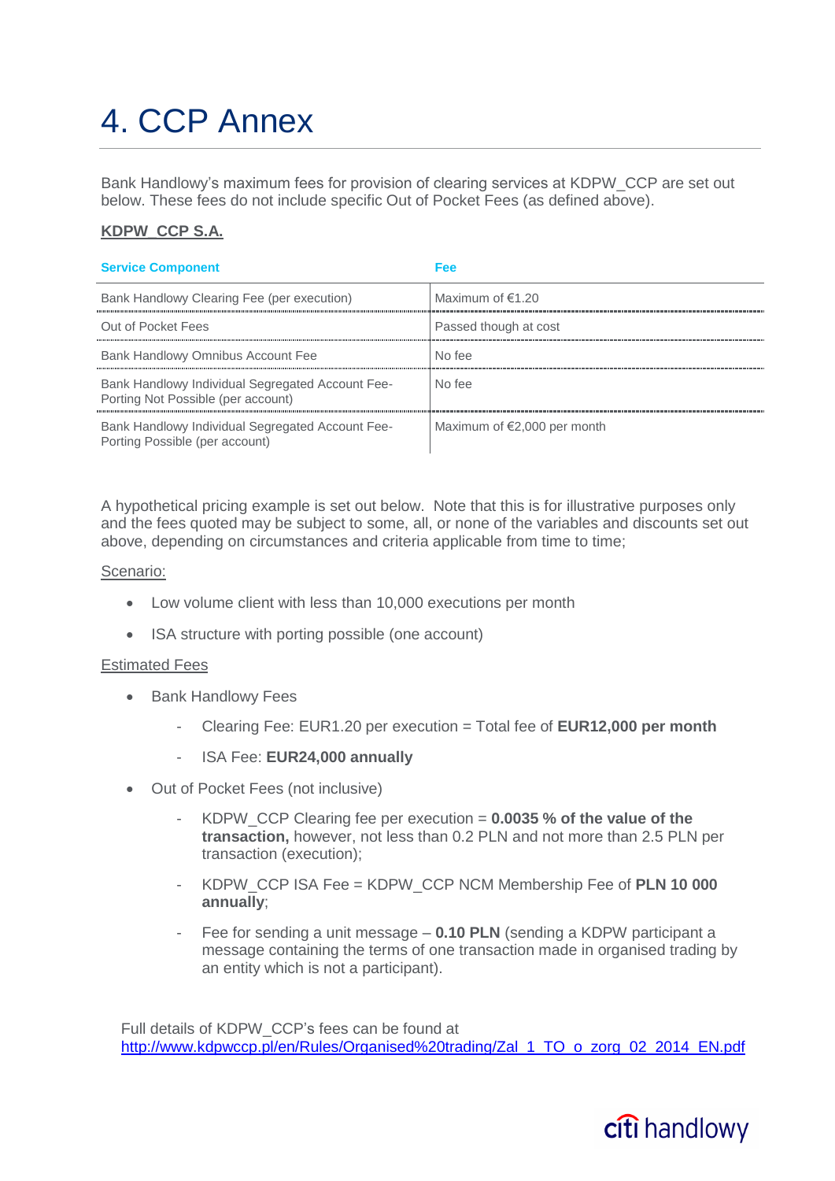# 4. CCP Annex

Bank Handlowy's maximum fees for provision of clearing services at KDPW_CCP are set out below. These fees do not include specific Out of Pocket Fees (as defined above).

**KDPW_CCP S.A.**

| Service Component | Fee |
|---|---|
| Bank Handlowy Clearing Fee (per execution) | Maximum of €1.20 |
| Out of Pocket Fees | Passed though at cost |
| Bank Handlowy Omnibus Account Fee | No fee |
| Bank Handlowy Individual Segregated Account Fee-Porting Not Possible (per account) | No fee |
| Bank Handlowy Individual Segregated Account Fee-Porting Possible (per account) | Maximum of €2,000 per month |

A hypothetical pricing example is set out below. Note that this is for illustrative purposes only and the fees quoted may be subject to some, all, or none of the variables and discounts set out above, depending on circumstances and criteria applicable from time to time;

Scenario:

- Low volume client with less than 10,000 executions per month
- ISA structure with porting possible (one account)

Estimated Fees

- Bank Handlowy Fees
  - Clearing Fee: EUR1.20 per execution = Total fee of **EUR12,000 per month**
  - ISA Fee: **EUR24,000 annually**
- Out of Pocket Fees (not inclusive)
  - KDPW_CCP Clearing fee per execution = **0.0035 % of the value of the transaction,** however, not less than 0.2 PLN and not more than 2.5 PLN per transaction (execution);
  - KDPW_CCP ISA Fee = KDPW_CCP NCM Membership Fee of **PLN 10 000 annually**;
  - Fee for sending a unit message – **0.10 PLN** (sending a KDPW participant a message containing the terms of one transaction made in organised trading by an entity which is not a participant).

Full details of KDPW_CCP's fees can be found at http://www.kdpwccp.pl/en/Rules/Organised%20trading/Zal_1_TO_o_zorg_02_2014_EN.pdf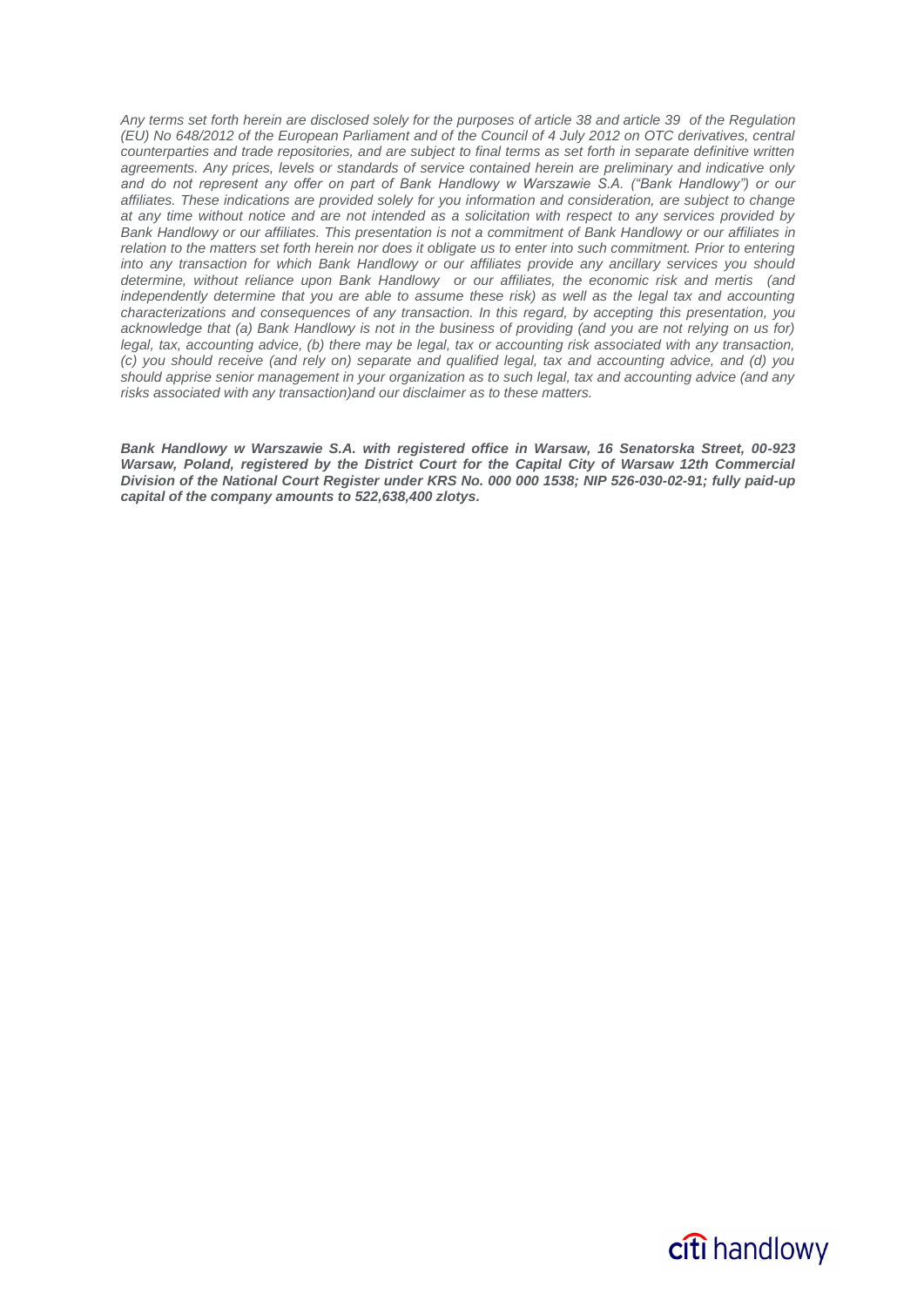*Any terms set forth herein are disclosed solely for the purposes of article 38 and article 39 of the Regulation (EU) No 648/2012 of the European Parliament and of the Council of 4 July 2012 on OTC derivatives, central counterparties and trade repositories, and are subject to final terms as set forth in separate definitive written agreements. Any prices, levels or standards of service contained herein are preliminary and indicative only and do not represent any offer on part of Bank Handlowy w Warszawie S.A. ("Bank Handlowy") or our affiliates. These indications are provided solely for you information and consideration, are subject to change at any time without notice and are not intended as a solicitation with respect to any services provided by Bank Handlowy or our affiliates. This presentation is not a commitment of Bank Handlowy or our affiliates in relation to the matters set forth herein nor does it obligate us to enter into such commitment. Prior to entering into any transaction for which Bank Handlowy or our affiliates provide any ancillary services you should determine, without reliance upon Bank Handlowy or our affiliates, the economic risk and mertis (and independently determine that you are able to assume these risk) as well as the legal tax and accounting characterizations and consequences of any transaction. In this regard, by accepting this presentation, you acknowledge that (a) Bank Handlowy is not in the business of providing (and you are not relying on us for) legal, tax, accounting advice, (b) there may be legal, tax or accounting risk associated with any transaction, (c) you should receive (and rely on) separate and qualified legal, tax and accounting advice, and (d) you should apprise senior management in your organization as to such legal, tax and accounting advice (and any risks associated with any transaction)and our disclaimer as to these matters.*

***Bank Handlowy w Warszawie S.A. with registered office in Warsaw, 16 Senatorska Street, 00-923 Warsaw, Poland, registered by the District Court for the Capital City of Warsaw 12th Commercial Division of the National Court Register under KRS No. 000 000 1538; NIP 526-030-02-91; fully paid-up capital of the company amounts to 522,638,400 zlotys.***

citi handlowy